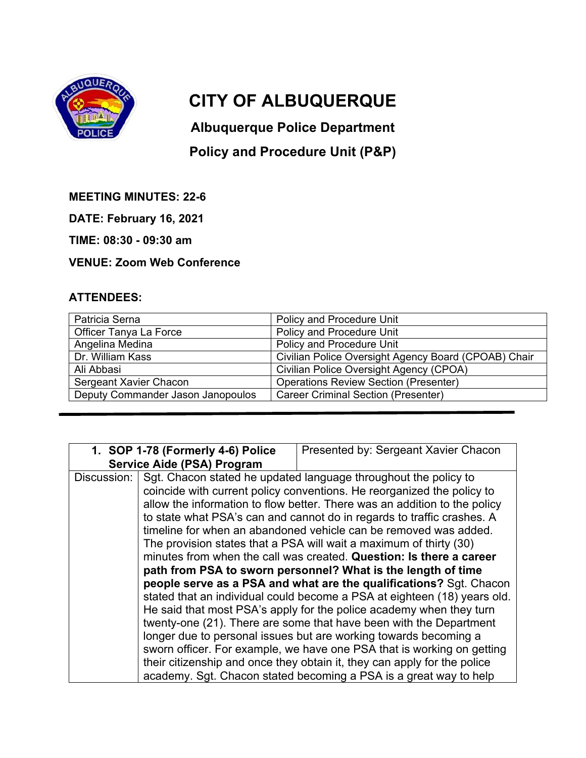# CITY OF ALBUQUERQUE

## Albuquerque Police Department

## Policy and Procedure Unit (P&P)

**MEETING MINUTES: 22-6**

**DATE: February 16, 2021**

**TIME: 08:30 - 09:30 am**

**VENUE: Zoom Web Conference**

**ATTENDEES:**

| | |
|---|---|
| Patricia Serna | Policy and Procedure Unit |
| Officer Tanya La Force | Policy and Procedure Unit |
| Angelina Medina | Policy and Procedure Unit |
| Dr. William Kass | Civilian Police Oversight Agency Board (CPOAB) Chair |
| Ali Abbasi | Civilian Police Oversight Agency (CPOA) |
| Sergeant Xavier Chacon | Operations Review Section (Presenter) |
| Deputy Commander Jason Janopoulos | Career Criminal Section (Presenter) |

---

| **1. SOP 1-78 (Formerly 4-6) Police Service Aide (PSA) Program** | Presented by: Sergeant Xavier Chacon |
|---|---|
| Discussion: | Sgt. Chacon stated he updated language throughout the policy to coincide with current policy conventions. He reorganized the policy to allow the information to flow better. There was an addition to the policy to state what PSA's can and cannot do in regards to traffic crashes. A timeline for when an abandoned vehicle can be removed was added. The provision states that a PSA will wait a maximum of thirty (30) minutes from when the call was created. **Question: Is there a career path from PSA to sworn personnel? What is the length of time people serve as a PSA and what are the qualifications?** Sgt. Chacon stated that an individual could become a PSA at eighteen (18) years old. He said that most PSA's apply for the police academy when they turn twenty-one (21). There are some that have been with the Department longer due to personal issues but are working towards becoming a sworn officer. For example, we have one PSA that is working on getting their citizenship and once they obtain it, they can apply for the police academy. Sgt. Chacon stated becoming a PSA is a great way to help |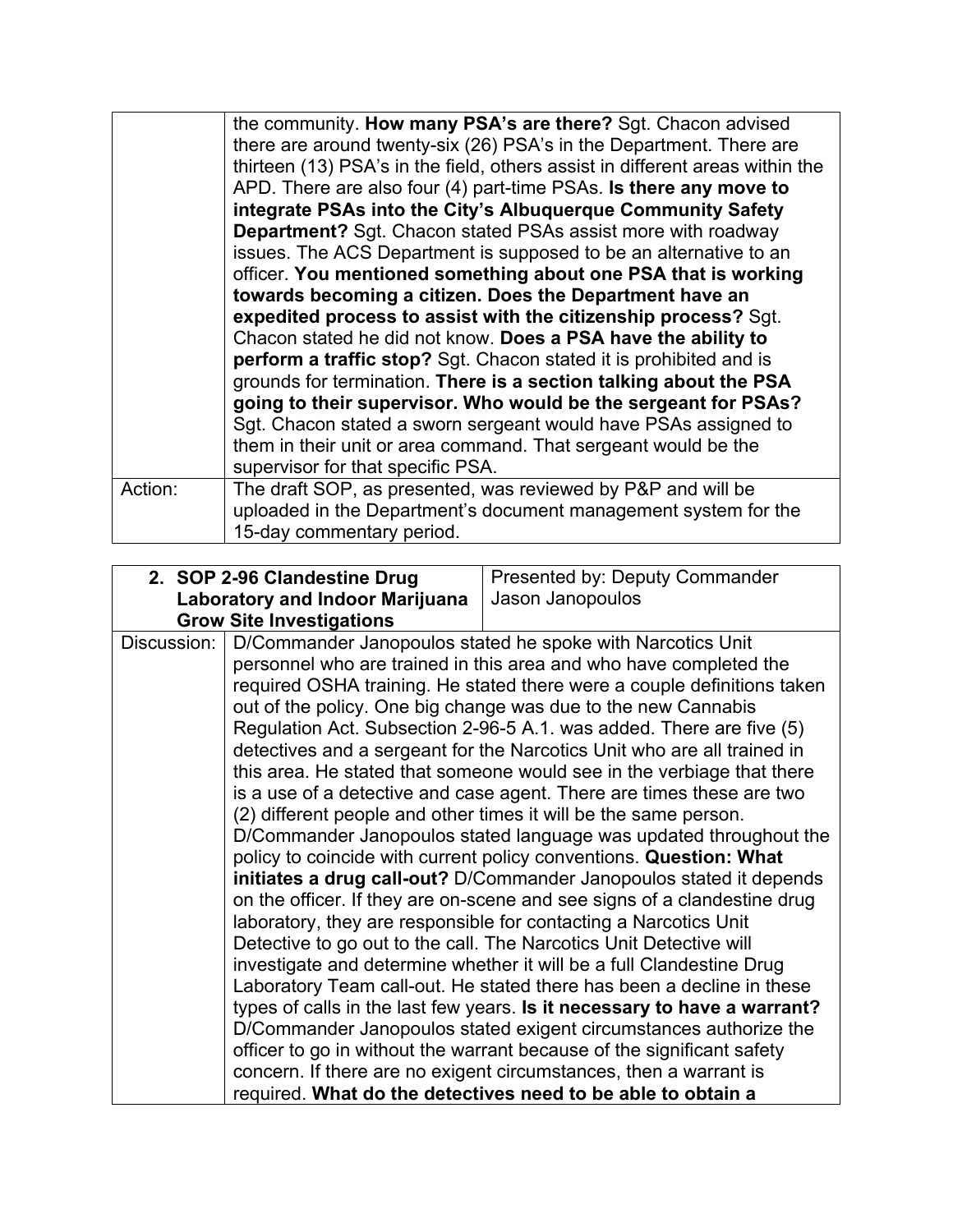| | |
|---|---|
| | the community. **How many PSA's are there?** Sgt. Chacon advised there are around twenty-six (26) PSA's in the Department. There are thirteen (13) PSA's in the field, others assist in different areas within the APD. There are also four (4) part-time PSAs. **Is there any move to integrate PSAs into the City's Albuquerque Community Safety Department?** Sgt. Chacon stated PSAs assist more with roadway issues. The ACS Department is supposed to be an alternative to an officer. **You mentioned something about one PSA that is working towards becoming a citizen. Does the Department have an expedited process to assist with the citizenship process?** Sgt. Chacon stated he did not know. **Does a PSA have the ability to perform a traffic stop?** Sgt. Chacon stated it is prohibited and is grounds for termination. **There is a section talking about the PSA going to their supervisor. Who would be the sergeant for PSAs?** Sgt. Chacon stated a sworn sergeant would have PSAs assigned to them in their unit or area command. That sergeant would be the supervisor for that specific PSA. |
| Action: | The draft SOP, as presented, was reviewed by P&P and will be uploaded in the Department's document management system for the 15-day commentary period. |

| **2. SOP 2-96 Clandestine Drug Laboratory and Indoor Marijuana Grow Site Investigations** | Presented by: Deputy Commander Jason Janopoulos |
|---|---|
| Discussion: | D/Commander Janopoulos stated he spoke with Narcotics Unit personnel who are trained in this area and who have completed the required OSHA training. He stated there were a couple definitions taken out of the policy. One big change was due to the new Cannabis Regulation Act. Subsection 2-96-5 A.1. was added. There are five (5) detectives and a sergeant for the Narcotics Unit who are all trained in this area. He stated that someone would see in the verbiage that there is a use of a detective and case agent. There are times these are two (2) different people and other times it will be the same person. D/Commander Janopoulos stated language was updated throughout the policy to coincide with current policy conventions. **Question: What initiates a drug call-out?** D/Commander Janopoulos stated it depends on the officer. If they are on-scene and see signs of a clandestine drug laboratory, they are responsible for contacting a Narcotics Unit Detective to go out to the call. The Narcotics Unit Detective will investigate and determine whether it will be a full Clandestine Drug Laboratory Team call-out. He stated there has been a decline in these types of calls in the last few years. **Is it necessary to have a warrant?** D/Commander Janopoulos stated exigent circumstances authorize the officer to go in without the warrant because of the significant safety concern. If there are no exigent circumstances, then a warrant is required. **What do the detectives need to be able to obtain a** |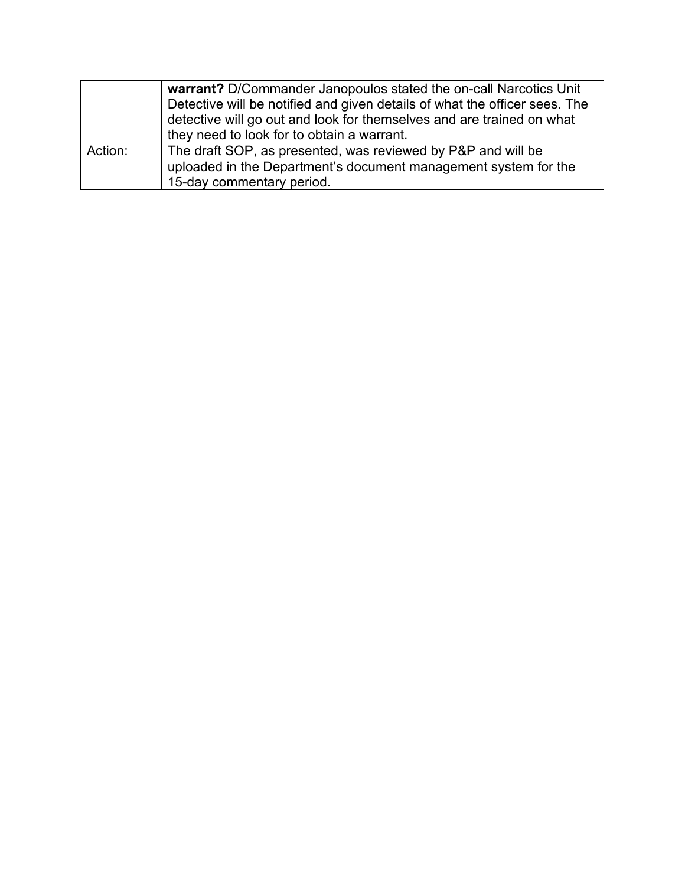| | |
|---|---|
| | **warrant?** D/Commander Janopoulos stated the on-call Narcotics Unit Detective will be notified and given details of what the officer sees. The detective will go out and look for themselves and are trained on what they need to look for to obtain a warrant. |
| Action: | The draft SOP, as presented, was reviewed by P&P and will be uploaded in the Department's document management system for the 15-day commentary period. |